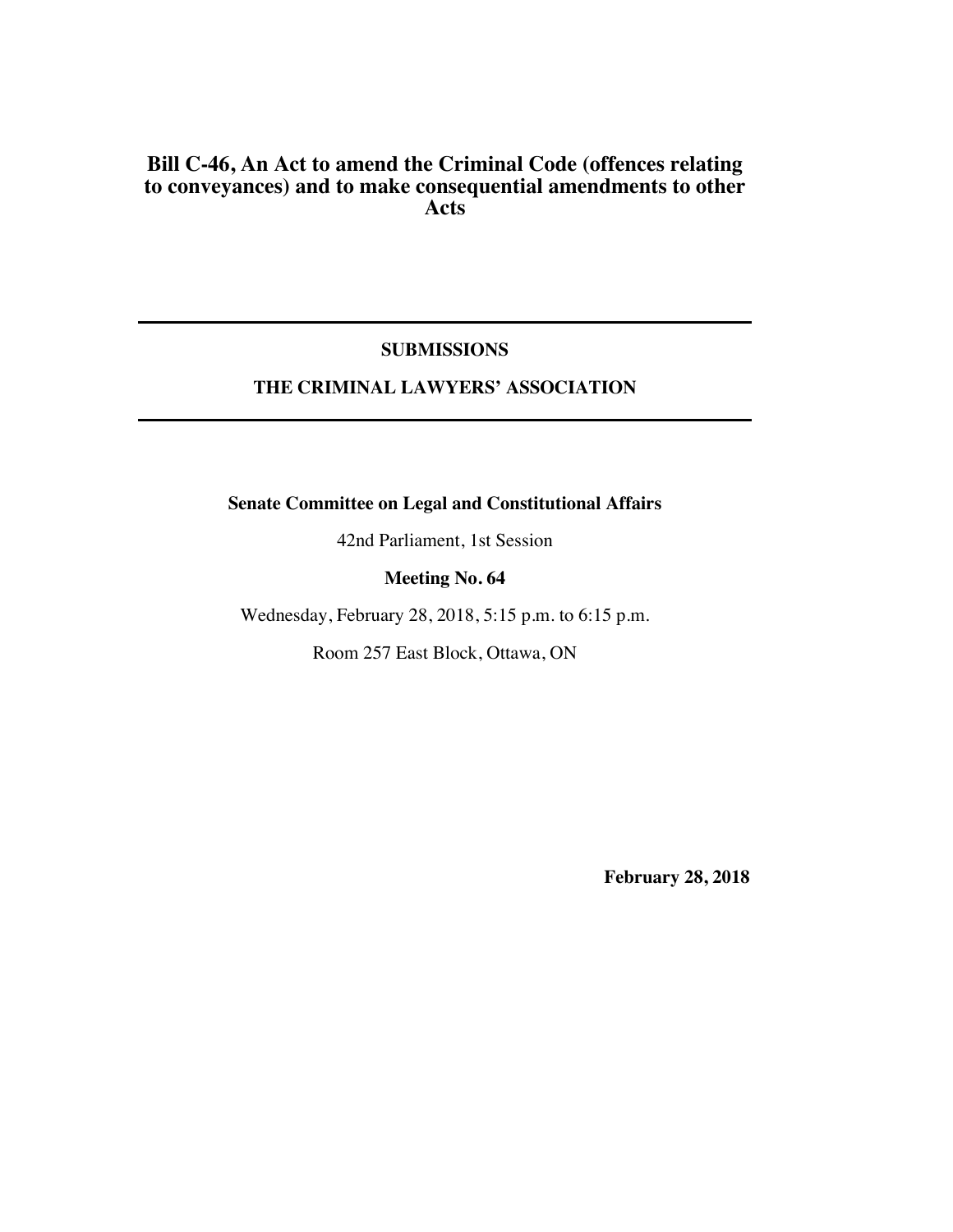# Bill C-46, An Act to amend the Criminal Code (offences relating to conveyances) and to make consequential amendments to other Acts

---

**SUBMISSIONS**

**THE CRIMINAL LAWYERS' ASSOCIATION**

---

**Senate Committee on Legal and Constitutional Affairs**

42nd Parliament, 1st Session

**Meeting No. 64**

Wednesday, February 28, 2018, 5:15 p.m. to 6:15 p.m.

Room 257 East Block, Ottawa, ON

**February 28, 2018**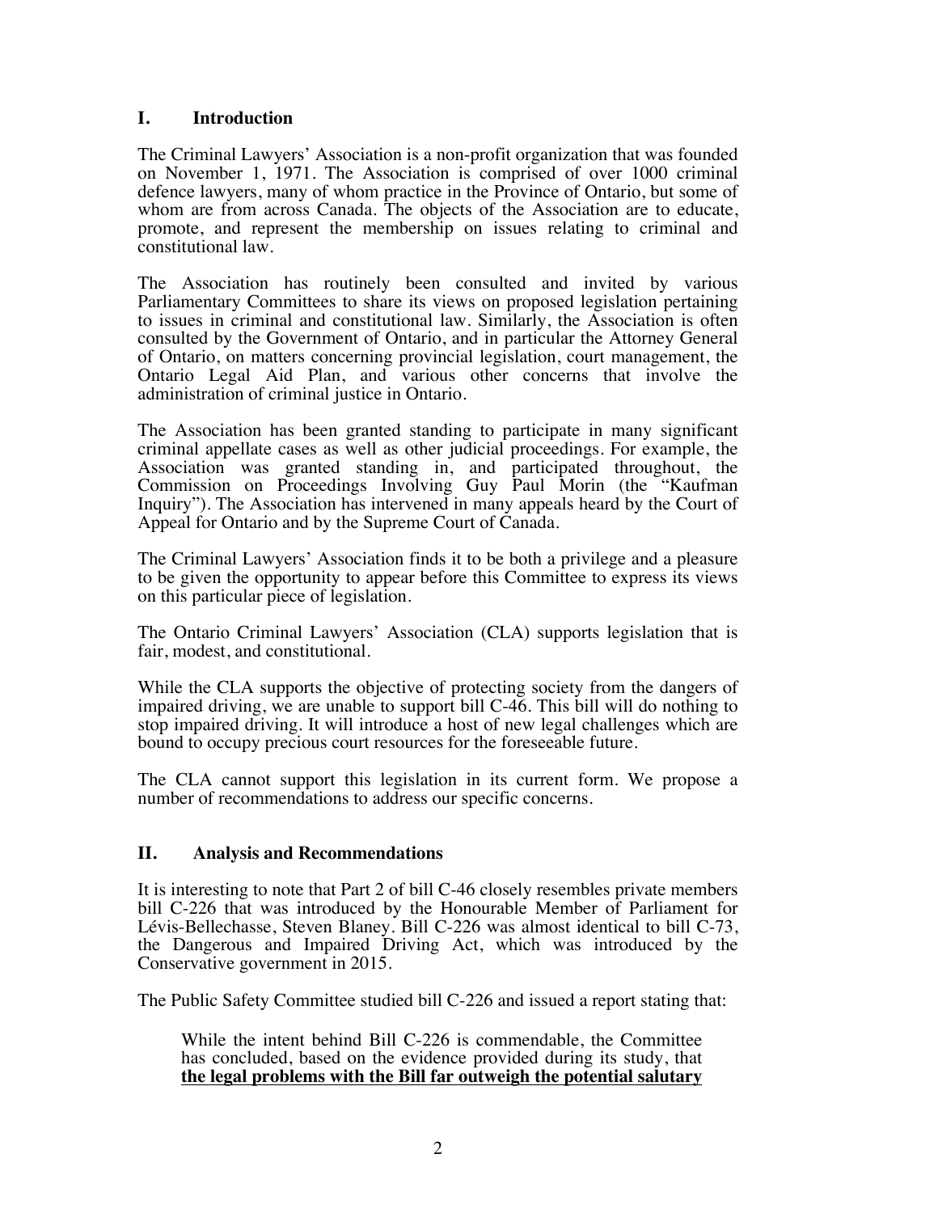## I. Introduction

The Criminal Lawyers' Association is a non-profit organization that was founded on November 1, 1971. The Association is comprised of over 1000 criminal defence lawyers, many of whom practice in the Province of Ontario, but some of whom are from across Canada. The objects of the Association are to educate, promote, and represent the membership on issues relating to criminal and constitutional law.

The Association has routinely been consulted and invited by various Parliamentary Committees to share its views on proposed legislation pertaining to issues in criminal and constitutional law. Similarly, the Association is often consulted by the Government of Ontario, and in particular the Attorney General of Ontario, on matters concerning provincial legislation, court management, the Ontario Legal Aid Plan, and various other concerns that involve the administration of criminal justice in Ontario.

The Association has been granted standing to participate in many significant criminal appellate cases as well as other judicial proceedings. For example, the Association was granted standing in, and participated throughout, the Commission on Proceedings Involving Guy Paul Morin (the "Kaufman Inquiry"). The Association has intervened in many appeals heard by the Court of Appeal for Ontario and by the Supreme Court of Canada.

The Criminal Lawyers' Association finds it to be both a privilege and a pleasure to be given the opportunity to appear before this Committee to express its views on this particular piece of legislation.

The Ontario Criminal Lawyers' Association (CLA) supports legislation that is fair, modest, and constitutional.

While the CLA supports the objective of protecting society from the dangers of impaired driving, we are unable to support bill C-46. This bill will do nothing to stop impaired driving. It will introduce a host of new legal challenges which are bound to occupy precious court resources for the foreseeable future.

The CLA cannot support this legislation in its current form. We propose a number of recommendations to address our specific concerns.

## II. Analysis and Recommendations

It is interesting to note that Part 2 of bill C-46 closely resembles private members bill C-226 that was introduced by the Honourable Member of Parliament for Lévis-Bellechasse, Steven Blaney. Bill C-226 was almost identical to bill C-73, the Dangerous and Impaired Driving Act, which was introduced by the Conservative government in 2015.

The Public Safety Committee studied bill C-226 and issued a report stating that:

> While the intent behind Bill C-226 is commendable, the Committee has concluded, based on the evidence provided during its study, that **the legal problems with the Bill far outweigh the potential salutary**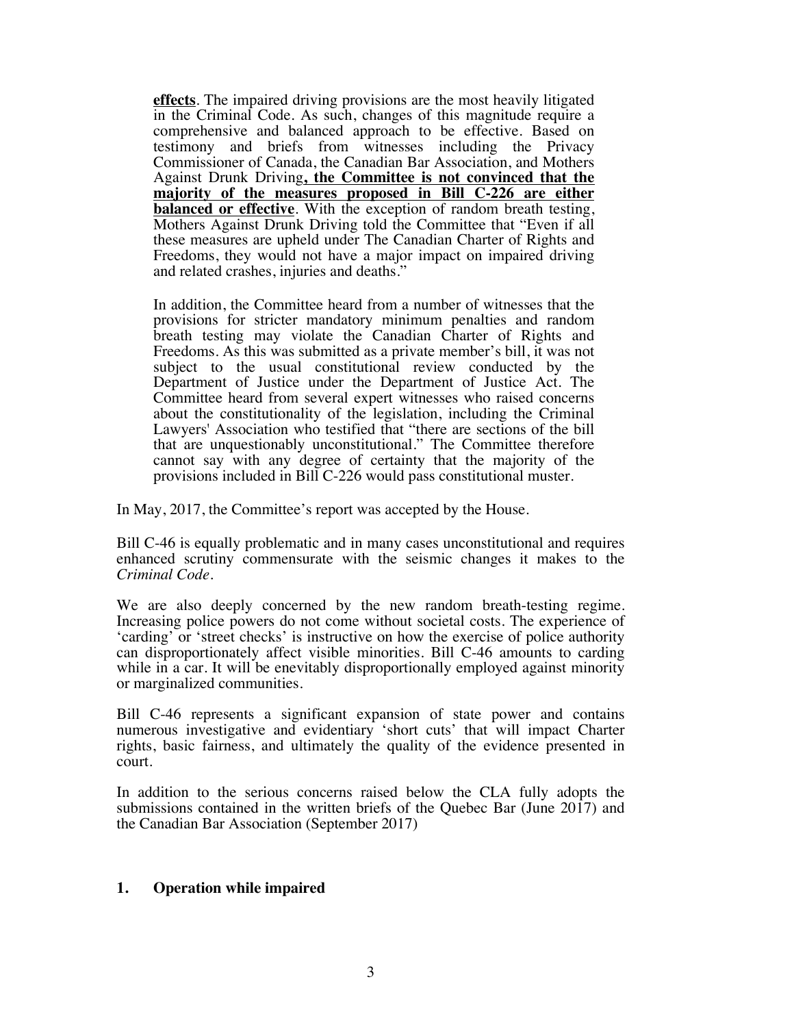> **effects**. The impaired driving provisions are the most heavily litigated in the Criminal Code. As such, changes of this magnitude require a comprehensive and balanced approach to be effective. Based on testimony and briefs from witnesses including the Privacy Commissioner of Canada, the Canadian Bar Association, and Mothers Against Drunk Driving**, the Committee is not convinced that the majority of the measures proposed in Bill C-226 are either balanced or effective**. With the exception of random breath testing, Mothers Against Drunk Driving told the Committee that "Even if all these measures are upheld under The Canadian Charter of Rights and Freedoms, they would not have a major impact on impaired driving and related crashes, injuries and deaths."
>
> In addition, the Committee heard from a number of witnesses that the provisions for stricter mandatory minimum penalties and random breath testing may violate the Canadian Charter of Rights and Freedoms. As this was submitted as a private member's bill, it was not subject to the usual constitutional review conducted by the Department of Justice under the Department of Justice Act. The Committee heard from several expert witnesses who raised concerns about the constitutionality of the legislation, including the Criminal Lawyers' Association who testified that "there are sections of the bill that are unquestionably unconstitutional." The Committee therefore cannot say with any degree of certainty that the majority of the provisions included in Bill C-226 would pass constitutional muster.

In May, 2017, the Committee's report was accepted by the House.

Bill C-46 is equally problematic and in many cases unconstitutional and requires enhanced scrutiny commensurate with the seismic changes it makes to the *Criminal Code*.

We are also deeply concerned by the new random breath-testing regime. Increasing police powers do not come without societal costs. The experience of 'carding' or 'street checks' is instructive on how the exercise of police authority can disproportionately affect visible minorities. Bill C-46 amounts to carding while in a car. It will be enevitably disproportionally employed against minority or marginalized communities.

Bill C-46 represents a significant expansion of state power and contains numerous investigative and evidentiary 'short cuts' that will impact Charter rights, basic fairness, and ultimately the quality of the evidence presented in court.

In addition to the serious concerns raised below the CLA fully adopts the submissions contained in the written briefs of the Quebec Bar (June 2017) and the Canadian Bar Association (September 2017)

## 1. Operation while impaired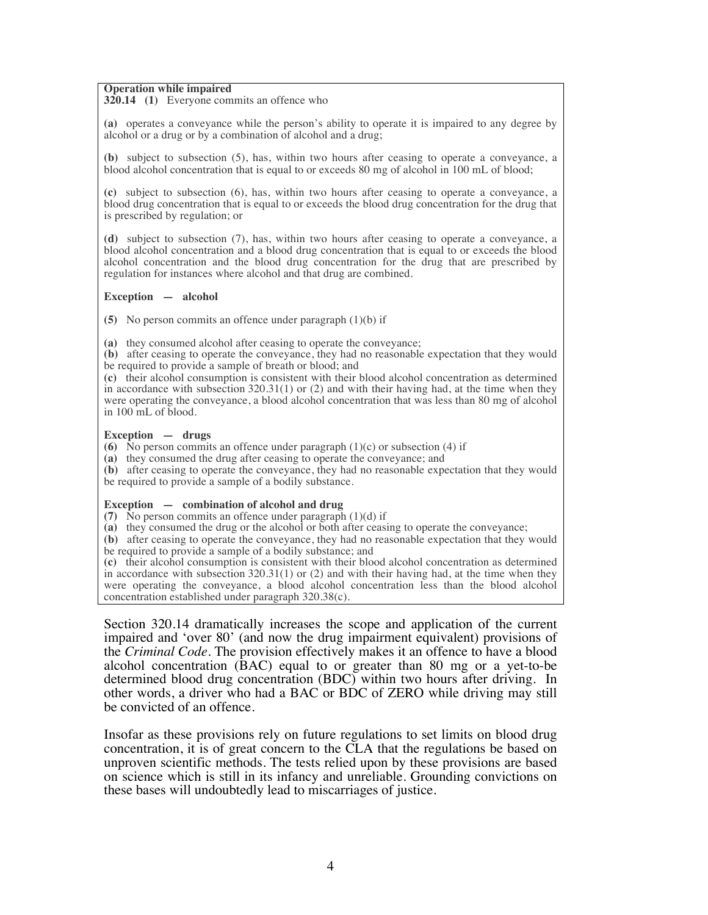**Operation while impaired**

**320.14 (1)** Everyone commits an offence who

**(a)** operates a conveyance while the person's ability to operate it is impaired to any degree by alcohol or a drug or by a combination of alcohol and a drug;

**(b)** subject to subsection (5), has, within two hours after ceasing to operate a conveyance, a blood alcohol concentration that is equal to or exceeds 80 mg of alcohol in 100 mL of blood;

**(c)** subject to subsection (6), has, within two hours after ceasing to operate a conveyance, a blood drug concentration that is equal to or exceeds the blood drug concentration for the drug that is prescribed by regulation; or

**(d)** subject to subsection (7), has, within two hours after ceasing to operate a conveyance, a blood alcohol concentration and a blood drug concentration that is equal to or exceeds the blood alcohol concentration and the blood drug concentration for the drug that are prescribed by regulation for instances where alcohol and that drug are combined.

**Exception — alcohol**

**(5)** No person commits an offence under paragraph (1)(b) if

**(a)** they consumed alcohol after ceasing to operate the conveyance;
**(b)** after ceasing to operate the conveyance, they had no reasonable expectation that they would be required to provide a sample of breath or blood; and
**(c)** their alcohol consumption is consistent with their blood alcohol concentration as determined in accordance with subsection 320.31(1) or (2) and with their having had, at the time when they were operating the conveyance, a blood alcohol concentration that was less than 80 mg of alcohol in 100 mL of blood.

**Exception — drugs**

**(6)** No person commits an offence under paragraph (1)(c) or subsection (4) if
**(a)** they consumed the drug after ceasing to operate the conveyance; and
**(b)** after ceasing to operate the conveyance, they had no reasonable expectation that they would be required to provide a sample of a bodily substance.

**Exception — combination of alcohol and drug**

**(7)** No person commits an offence under paragraph (1)(d) if
**(a)** they consumed the drug or the alcohol or both after ceasing to operate the conveyance;
**(b)** after ceasing to operate the conveyance, they had no reasonable expectation that they would be required to provide a sample of a bodily substance; and
**(c)** their alcohol consumption is consistent with their blood alcohol concentration as determined in accordance with subsection 320.31(1) or (2) and with their having had, at the time when they were operating the conveyance, a blood alcohol concentration less than the blood alcohol concentration established under paragraph 320.38(c).

Section 320.14 dramatically increases the scope and application of the current impaired and 'over 80' (and now the drug impairment equivalent) provisions of the *Criminal Code*. The provision effectively makes it an offence to have a blood alcohol concentration (BAC) equal to or greater than 80 mg or a yet-to-be determined blood drug concentration (BDC) within two hours after driving. In other words, a driver who had a BAC or BDC of ZERO while driving may still be convicted of an offence.

Insofar as these provisions rely on future regulations to set limits on blood drug concentration, it is of great concern to the CLA that the regulations be based on unproven scientific methods. The tests relied upon by these provisions are based on science which is still in its infancy and unreliable. Grounding convictions on these bases will undoubtedly lead to miscarriages of justice.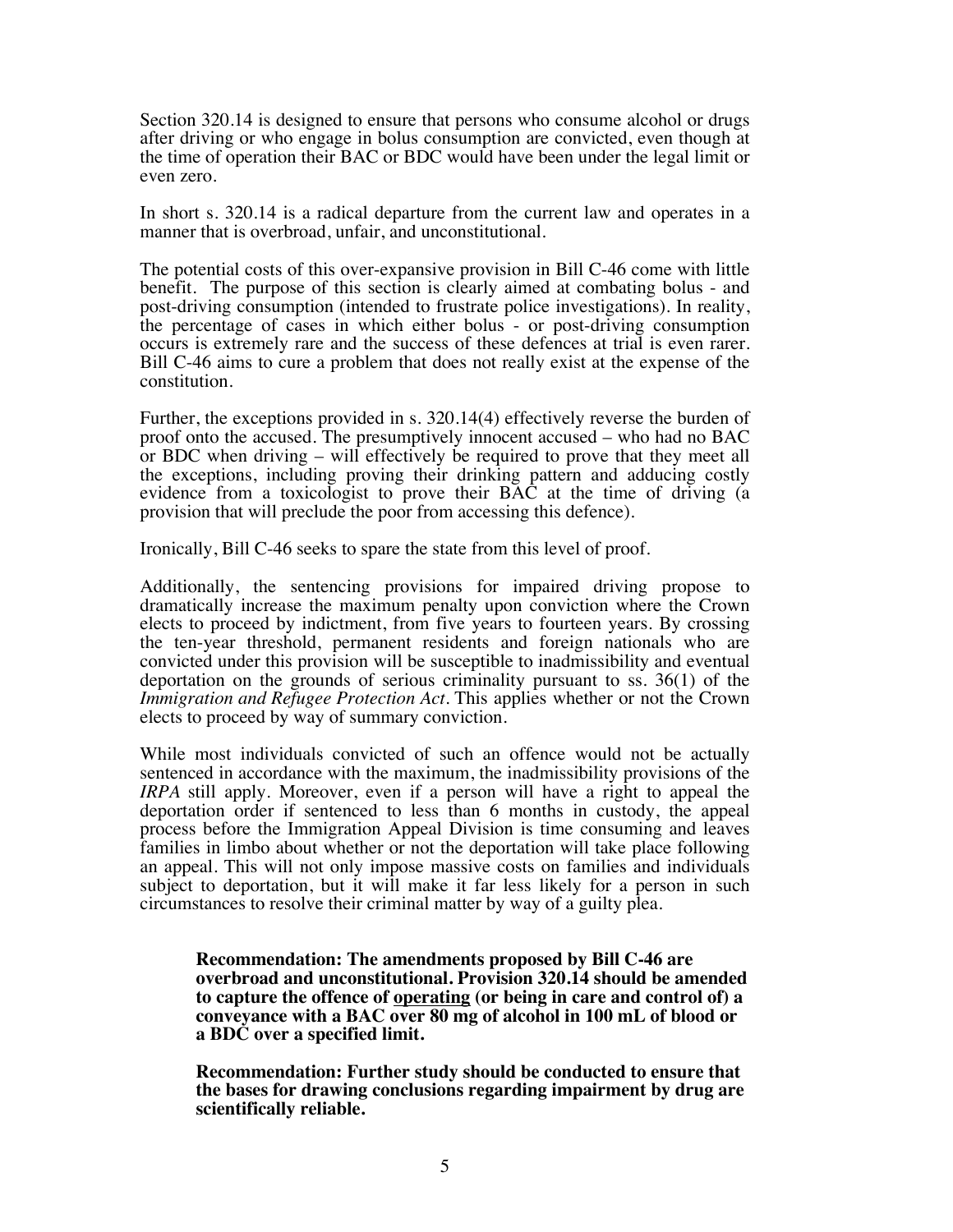Section 320.14 is designed to ensure that persons who consume alcohol or drugs after driving or who engage in bolus consumption are convicted, even though at the time of operation their BAC or BDC would have been under the legal limit or even zero.

In short s. 320.14 is a radical departure from the current law and operates in a manner that is overbroad, unfair, and unconstitutional.

The potential costs of this over-expansive provision in Bill C-46 come with little benefit. The purpose of this section is clearly aimed at combating bolus - and post-driving consumption (intended to frustrate police investigations). In reality, the percentage of cases in which either bolus - or post-driving consumption occurs is extremely rare and the success of these defences at trial is even rarer. Bill C-46 aims to cure a problem that does not really exist at the expense of the constitution.

Further, the exceptions provided in s. 320.14(4) effectively reverse the burden of proof onto the accused. The presumptively innocent accused – who had no BAC or BDC when driving – will effectively be required to prove that they meet all the exceptions, including proving their drinking pattern and adducing costly evidence from a toxicologist to prove their BAC at the time of driving (a provision that will preclude the poor from accessing this defence).

Ironically, Bill C-46 seeks to spare the state from this level of proof.

Additionally, the sentencing provisions for impaired driving propose to dramatically increase the maximum penalty upon conviction where the Crown elects to proceed by indictment, from five years to fourteen years. By crossing the ten-year threshold, permanent residents and foreign nationals who are convicted under this provision will be susceptible to inadmissibility and eventual deportation on the grounds of serious criminality pursuant to ss. 36(1) of the *Immigration and Refugee Protection Act*. This applies whether or not the Crown elects to proceed by way of summary conviction.

While most individuals convicted of such an offence would not be actually sentenced in accordance with the maximum, the inadmissibility provisions of the *IRPA* still apply. Moreover, even if a person will have a right to appeal the deportation order if sentenced to less than 6 months in custody, the appeal process before the Immigration Appeal Division is time consuming and leaves families in limbo about whether or not the deportation will take place following an appeal. This will not only impose massive costs on families and individuals subject to deportation, but it will make it far less likely for a person in such circumstances to resolve their criminal matter by way of a guilty plea.

> **Recommendation: The amendments proposed by Bill C-46 are overbroad and unconstitutional. Provision 320.14 should be amended to capture the offence of <u>operating</u> (or being in care and control of) a conveyance with a BAC over 80 mg of alcohol in 100 mL of blood or a BDC over a specified limit.**
>
> **Recommendation: Further study should be conducted to ensure that the bases for drawing conclusions regarding impairment by drug are scientifically reliable.**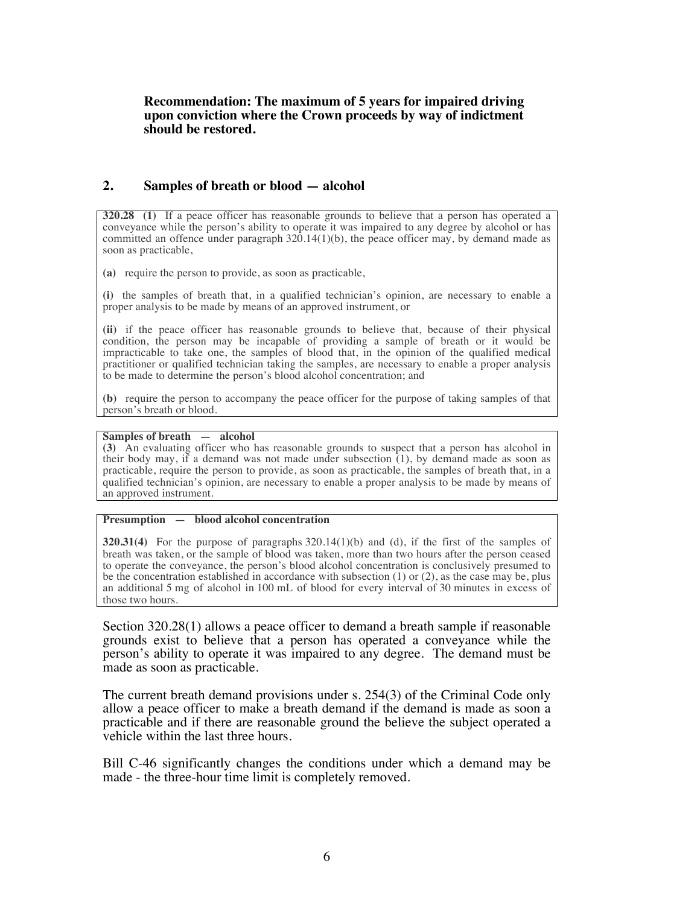**Recommendation: The maximum of 5 years for impaired driving upon conviction where the Crown proceeds by way of indictment should be restored.**

## 2. Samples of breath or blood — alcohol

> **320.28 (1)** If a peace officer has reasonable grounds to believe that a person has operated a conveyance while the person's ability to operate it was impaired to any degree by alcohol or has committed an offence under paragraph 320.14(1)(b), the peace officer may, by demand made as soon as practicable,
>
> **(a)** require the person to provide, as soon as practicable,
>
> **(i)** the samples of breath that, in a qualified technician's opinion, are necessary to enable a proper analysis to be made by means of an approved instrument, or
>
> **(ii)** if the peace officer has reasonable grounds to believe that, because of their physical condition, the person may be incapable of providing a sample of breath or it would be impracticable to take one, the samples of blood that, in the opinion of the qualified medical practitioner or qualified technician taking the samples, are necessary to enable a proper analysis to be made to determine the person's blood alcohol concentration; and
>
> **(b)** require the person to accompany the peace officer for the purpose of taking samples of that person's breath or blood.

> **Samples of breath — alcohol**
> **(3)** An evaluating officer who has reasonable grounds to suspect that a person has alcohol in their body may, if a demand was not made under subsection (1), by demand made as soon as practicable, require the person to provide, as soon as practicable, the samples of breath that, in a qualified technician's opinion, are necessary to enable a proper analysis to be made by means of an approved instrument.

> **Presumption — blood alcohol concentration**
>
> **320.31(4)** For the purpose of paragraphs 320.14(1)(b) and (d), if the first of the samples of breath was taken, or the sample of blood was taken, more than two hours after the person ceased to operate the conveyance, the person's blood alcohol concentration is conclusively presumed to be the concentration established in accordance with subsection (1) or (2), as the case may be, plus an additional 5 mg of alcohol in 100 mL of blood for every interval of 30 minutes in excess of those two hours.

Section 320.28(1) allows a peace officer to demand a breath sample if reasonable grounds exist to believe that a person has operated a conveyance while the person's ability to operate it was impaired to any degree. The demand must be made as soon as practicable.

The current breath demand provisions under s. 254(3) of the Criminal Code only allow a peace officer to make a breath demand if the demand is made as soon a practicable and if there are reasonable ground the believe the subject operated a vehicle within the last three hours.

Bill C-46 significantly changes the conditions under which a demand may be made - the three-hour time limit is completely removed.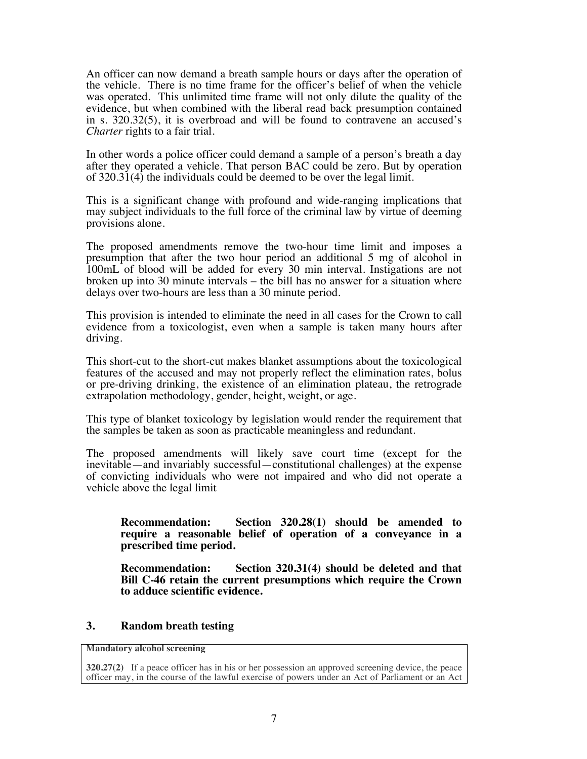An officer can now demand a breath sample hours or days after the operation of the vehicle. There is no time frame for the officer's belief of when the vehicle was operated. This unlimited time frame will not only dilute the quality of the evidence, but when combined with the liberal read back presumption contained in s. 320.32(5), it is overbroad and will be found to contravene an accused's *Charter* rights to a fair trial.

In other words a police officer could demand a sample of a person's breath a day after they operated a vehicle. That person BAC could be zero. But by operation of 320.31(4) the individuals could be deemed to be over the legal limit.

This is a significant change with profound and wide-ranging implications that may subject individuals to the full force of the criminal law by virtue of deeming provisions alone.

The proposed amendments remove the two-hour time limit and imposes a presumption that after the two hour period an additional 5 mg of alcohol in 100mL of blood will be added for every 30 min interval. Instigations are not broken up into 30 minute intervals – the bill has no answer for a situation where delays over two-hours are less than a 30 minute period.

This provision is intended to eliminate the need in all cases for the Crown to call evidence from a toxicologist, even when a sample is taken many hours after driving.

This short-cut to the short-cut makes blanket assumptions about the toxicological features of the accused and may not properly reflect the elimination rates, bolus or pre-driving drinking, the existence of an elimination plateau, the retrograde extrapolation methodology, gender, height, weight, or age.

This type of blanket toxicology by legislation would render the requirement that the samples be taken as soon as practicable meaningless and redundant.

The proposed amendments will likely save court time (except for the inevitable—and invariably successful—constitutional challenges) at the expense of convicting individuals who were not impaired and who did not operate a vehicle above the legal limit

> **Recommendation: Section 320.28(1) should be amended to require a reasonable belief of operation of a conveyance in a prescribed time period.**
>
> **Recommendation: Section 320.31(4) should be deleted and that Bill C-46 retain the current presumptions which require the Crown to adduce scientific evidence.**

### 3. Random breath testing

> **Mandatory alcohol screening**
>
> **320.27(2)** If a peace officer has in his or her possession an approved screening device, the peace officer may, in the course of the lawful exercise of powers under an Act of Parliament or an Act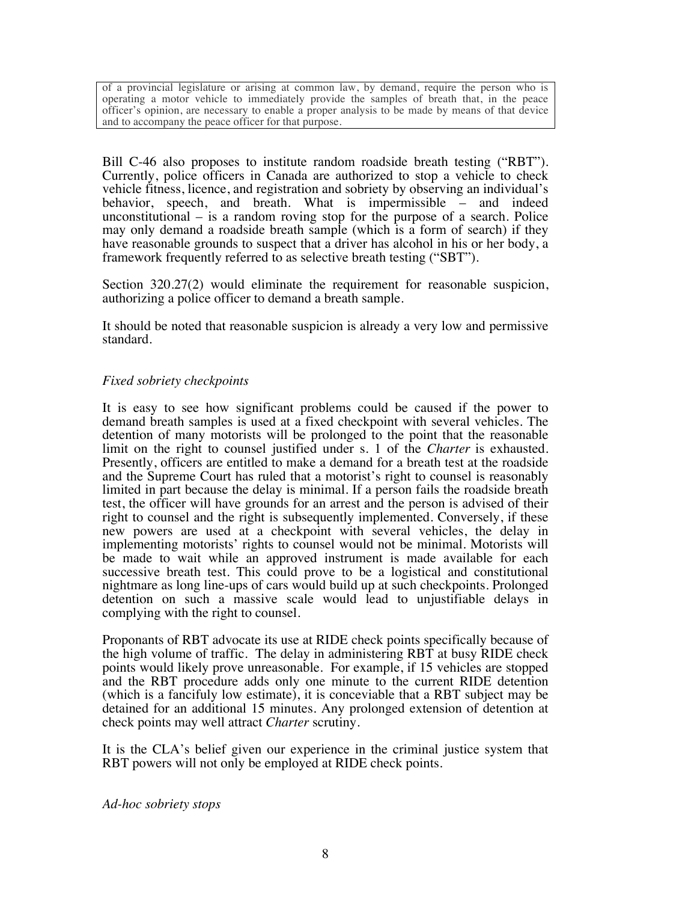> of a provincial legislature or arising at common law, by demand, require the person who is operating a motor vehicle to immediately provide the samples of breath that, in the peace officer's opinion, are necessary to enable a proper analysis to be made by means of that device and to accompany the peace officer for that purpose.

Bill C-46 also proposes to institute random roadside breath testing ("RBT"). Currently, police officers in Canada are authorized to stop a vehicle to check vehicle fitness, licence, and registration and sobriety by observing an individual's behavior, speech, and breath. What is impermissible – and indeed unconstitutional – is a random roving stop for the purpose of a search. Police may only demand a roadside breath sample (which is a form of search) if they have reasonable grounds to suspect that a driver has alcohol in his or her body, a framework frequently referred to as selective breath testing ("SBT").

Section 320.27(2) would eliminate the requirement for reasonable suspicion, authorizing a police officer to demand a breath sample.

It should be noted that reasonable suspicion is already a very low and permissive standard.

*Fixed sobriety checkpoints*

It is easy to see how significant problems could be caused if the power to demand breath samples is used at a fixed checkpoint with several vehicles. The detention of many motorists will be prolonged to the point that the reasonable limit on the right to counsel justified under s. 1 of the *Charter* is exhausted. Presently, officers are entitled to make a demand for a breath test at the roadside and the Supreme Court has ruled that a motorist's right to counsel is reasonably limited in part because the delay is minimal. If a person fails the roadside breath test, the officer will have grounds for an arrest and the person is advised of their right to counsel and the right is subsequently implemented. Conversely, if these new powers are used at a checkpoint with several vehicles, the delay in implementing motorists' rights to counsel would not be minimal. Motorists will be made to wait while an approved instrument is made available for each successive breath test. This could prove to be a logistical and constitutional nightmare as long line-ups of cars would build up at such checkpoints. Prolonged detention on such a massive scale would lead to unjustifiable delays in complying with the right to counsel.

Proponants of RBT advocate its use at RIDE check points specifically because of the high volume of traffic. The delay in administering RBT at busy RIDE check points would likely prove unreasonable. For example, if 15 vehicles are stopped and the RBT procedure adds only one minute to the current RIDE detention (which is a fanciful low estimate), it is conceviable that a RBT subject may be detained for an additional 15 minutes. Any prolonged extension of detention at check points may well attract *Charter* scrutiny.

It is the CLA's belief given our experience in the criminal justice system that RBT powers will not only be employed at RIDE check points.

*Ad-hoc sobriety stops*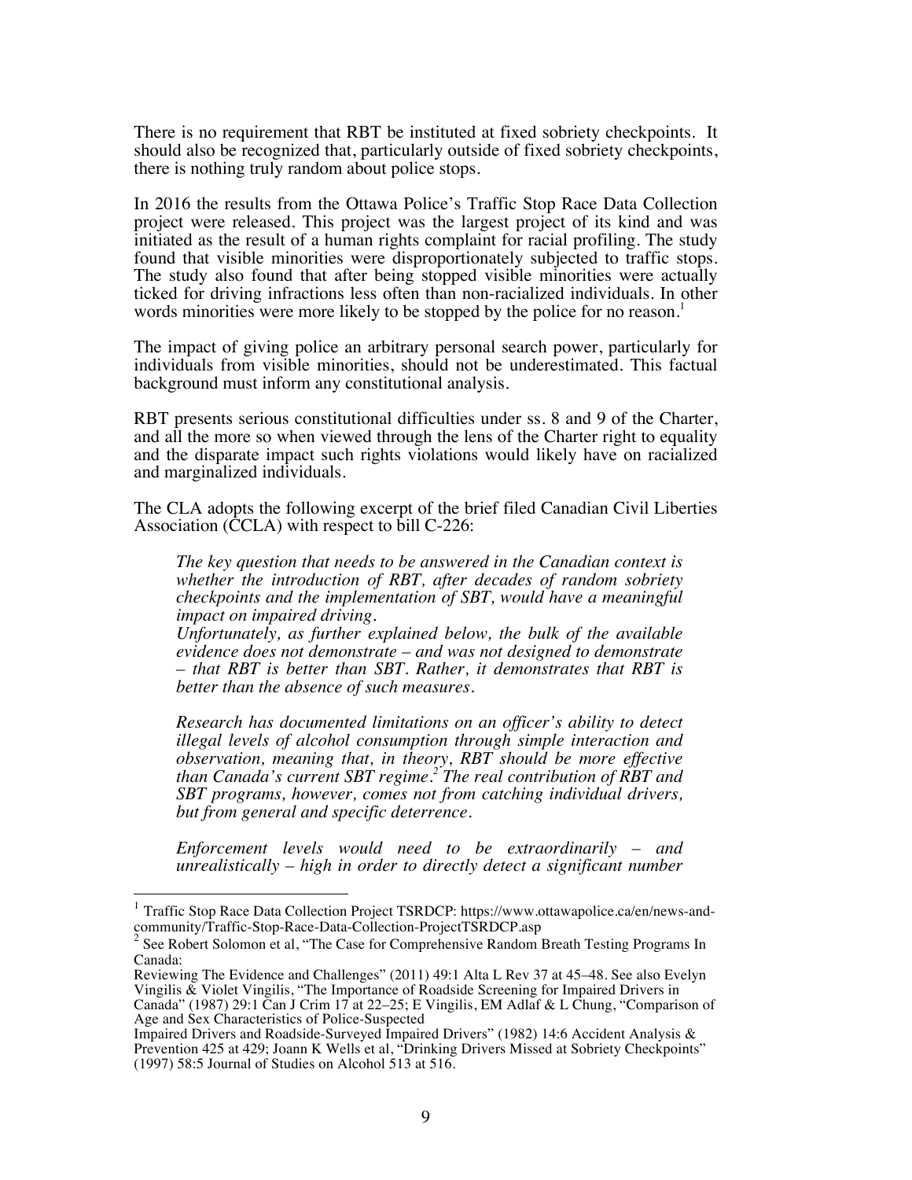There is no requirement that RBT be instituted at fixed sobriety checkpoints. It should also be recognized that, particularly outside of fixed sobriety checkpoints, there is nothing truly random about police stops.

In 2016 the results from the Ottawa Police's Traffic Stop Race Data Collection project were released. This project was the largest project of its kind and was initiated as the result of a human rights complaint for racial profiling. The study found that visible minorities were disproportionately subjected to traffic stops. The study also found that after being stopped visible minorities were actually ticked for driving infractions less often than non-racialized individuals. In other words minorities were more likely to be stopped by the police for no reason.[1]

The impact of giving police an arbitrary personal search power, particularly for individuals from visible minorities, should not be underestimated. This factual background must inform any constitutional analysis.

RBT presents serious constitutional difficulties under ss. 8 and 9 of the Charter, and all the more so when viewed through the lens of the Charter right to equality and the disparate impact such rights violations would likely have on racialized and marginalized individuals.

The CLA adopts the following excerpt of the brief filed Canadian Civil Liberties Association (CCLA) with respect to bill C-226:

> *The key question that needs to be answered in the Canadian context is whether the introduction of RBT, after decades of random sobriety checkpoints and the implementation of SBT, would have a meaningful impact on impaired driving.*
> *Unfortunately, as further explained below, the bulk of the available evidence does not demonstrate – and was not designed to demonstrate – that RBT is better than SBT. Rather, it demonstrates that RBT is better than the absence of such measures.*
>
> *Research has documented limitations on an officer's ability to detect illegal levels of alcohol consumption through simple interaction and observation, meaning that, in theory, RBT should be more effective than Canada's current SBT regime.*[2] *The real contribution of RBT and SBT programs, however, comes not from catching individual drivers, but from general and specific deterrence.*
>
> *Enforcement levels would need to be extraordinarily – and unrealistically – high in order to directly detect a significant number*

---

[1] Traffic Stop Race Data Collection Project TSRDCP: https://www.ottawapolice.ca/en/news-and-community/Traffic-Stop-Race-Data-Collection-ProjectTSRDCP.asp

[2] See Robert Solomon et al, "The Case for Comprehensive Random Breath Testing Programs In Canada:
Reviewing The Evidence and Challenges" (2011) 49:1 Alta L Rev 37 at 45–48. See also Evelyn Vingilis & Violet Vingilis, "The Importance of Roadside Screening for Impaired Drivers in Canada" (1987) 29:1 Can J Crim 17 at 22–25; E Vingilis, EM Adlaf & L Chung, "Comparison of Age and Sex Characteristics of Police-Suspected
Impaired Drivers and Roadside-Surveyed Impaired Drivers" (1982) 14:6 Accident Analysis & Prevention 425 at 429; Joann K Wells et al, "Drinking Drivers Missed at Sobriety Checkpoints" (1997) 58:5 Journal of Studies on Alcohol 513 at 516.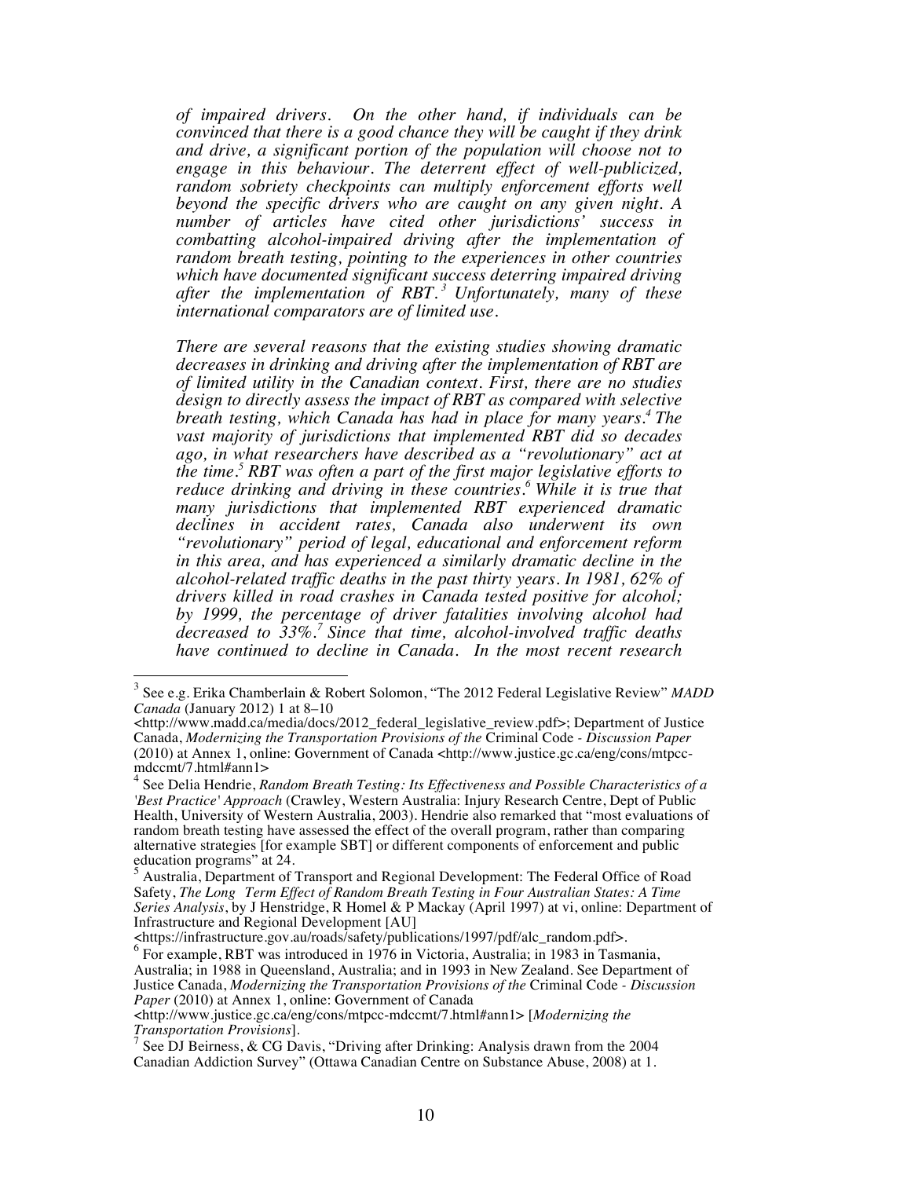*of impaired drivers. On the other hand, if individuals can be convinced that there is a good chance they will be caught if they drink and drive, a significant portion of the population will choose not to engage in this behaviour. The deterrent effect of well-publicized, random sobriety checkpoints can multiply enforcement efforts well beyond the specific drivers who are caught on any given night. A number of articles have cited other jurisdictions' success in combatting alcohol-impaired driving after the implementation of random breath testing, pointing to the experiences in other countries which have documented significant success deterring impaired driving after the implementation of RBT.[3] Unfortunately, many of these international comparators are of limited use.*

*There are several reasons that the existing studies showing dramatic decreases in drinking and driving after the implementation of RBT are of limited utility in the Canadian context. First, there are no studies design to directly assess the impact of RBT as compared with selective breath testing, which Canada has had in place for many years.[4] The vast majority of jurisdictions that implemented RBT did so decades ago, in what researchers have described as a "revolutionary" act at the time.[5] RBT was often a part of the first major legislative efforts to reduce drinking and driving in these countries.[6] While it is true that many jurisdictions that implemented RBT experienced dramatic declines in accident rates, Canada also underwent its own "revolutionary" period of legal, educational and enforcement reform in this area, and has experienced a similarly dramatic decline in the alcohol-related traffic deaths in the past thirty years. In 1981, 62% of drivers killed in road crashes in Canada tested positive for alcohol; by 1999, the percentage of driver fatalities involving alcohol had decreased to 33%.[7] Since that time, alcohol-involved traffic deaths have continued to decline in Canada. In the most recent research*

---

[3] See e.g. Erika Chamberlain & Robert Solomon, "The 2012 Federal Legislative Review" *MADD Canada* (January 2012) 1 at 8–10 <http://www.madd.ca/media/docs/2012_federal_legislative_review.pdf>; Department of Justice Canada, *Modernizing the Transportation Provisions of the* Criminal Code *- Discussion Paper* (2010) at Annex 1, online: Government of Canada <http://www.justice.gc.ca/eng/cons/mtpcc-mdccmt/7.html#ann1>

[4] See Delia Hendrie, *Random Breath Testing: Its Effectiveness and Possible Characteristics of a 'Best Practice' Approach* (Crawley, Western Australia: Injury Research Centre, Dept of Public Health, University of Western Australia, 2003). Hendrie also remarked that "most evaluations of random breath testing have assessed the effect of the overall program, rather than comparing alternative strategies [for example SBT] or different components of enforcement and public education programs" at 24.

[5] Australia, Department of Transport and Regional Development: The Federal Office of Road Safety, *The Long Term Effect of Random Breath Testing in Four Australian States: A Time Series Analysis*, by J Henstridge, R Homel & P Mackay (April 1997) at vi, online: Department of Infrastructure and Regional Development [AU] <https://infrastructure.gov.au/roads/safety/publications/1997/pdf/alc_random.pdf>.

[6] For example, RBT was introduced in 1976 in Victoria, Australia; in 1983 in Tasmania, Australia; in 1988 in Queensland, Australia; and in 1993 in New Zealand. See Department of Justice Canada, *Modernizing the Transportation Provisions of the* Criminal Code *- Discussion Paper* (2010) at Annex 1, online: Government of Canada <http://www.justice.gc.ca/eng/cons/mtpcc-mdccmt/7.html#ann1> [*Modernizing the Transportation Provisions*].

[7] See DJ Beirness, & CG Davis, "Driving after Drinking: Analysis drawn from the 2004 Canadian Addiction Survey" (Ottawa Canadian Centre on Substance Abuse, 2008) at 1.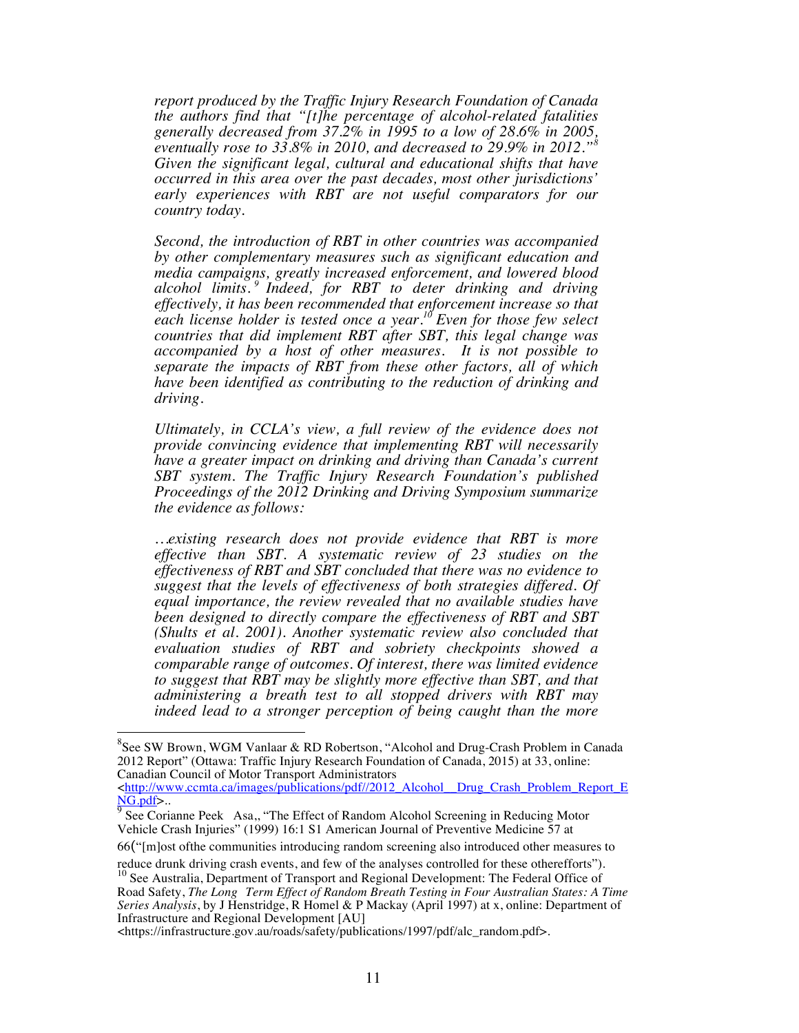*report produced by the Traffic Injury Research Foundation of Canada the authors find that "[t]he percentage of alcohol-related fatalities generally decreased from 37.2% in 1995 to a low of 28.6% in 2005, eventually rose to 33.8% in 2010, and decreased to 29.9% in 2012."[8] Given the significant legal, cultural and educational shifts that have occurred in this area over the past decades, most other jurisdictions' early experiences with RBT are not useful comparators for our country today.*

*Second, the introduction of RBT in other countries was accompanied by other complementary measures such as significant education and media campaigns, greatly increased enforcement, and lowered blood alcohol limits.[9] Indeed, for RBT to deter drinking and driving effectively, it has been recommended that enforcement increase so that each license holder is tested once a year.[10] Even for those few select countries that did implement RBT after SBT, this legal change was accompanied by a host of other measures. It is not possible to separate the impacts of RBT from these other factors, all of which have been identified as contributing to the reduction of drinking and driving.*

*Ultimately, in CCLA's view, a full review of the evidence does not provide convincing evidence that implementing RBT will necessarily have a greater impact on drinking and driving than Canada's current SBT system. The Traffic Injury Research Foundation's published Proceedings of the 2012 Drinking and Driving Symposium summarize the evidence as follows:*

*…existing research does not provide evidence that RBT is more effective than SBT. A systematic review of 23 studies on the effectiveness of RBT and SBT concluded that there was no evidence to suggest that the levels of effectiveness of both strategies differed. Of equal importance, the review revealed that no available studies have been designed to directly compare the effectiveness of RBT and SBT (Shults et al. 2001). Another systematic review also concluded that evaluation studies of RBT and sobriety checkpoints showed a comparable range of outcomes. Of interest, there was limited evidence to suggest that RBT may be slightly more effective than SBT, and that administering a breath test to all stopped drivers with RBT may indeed lead to a stronger perception of being caught than the more*

---

[8] See SW Brown, WGM Vanlaar & RD Robertson, "Alcohol and Drug-Crash Problem in Canada 2012 Report" (Ottawa: Traffic Injury Research Foundation of Canada, 2015) at 33, online: Canadian Council of Motor Transport Administrators <http://www.ccmta.ca/images/publications/pdf//2012_Alcohol__Drug_Crash_Problem_Report_ENG.pdf>..

[9] See Corianne Peek Asa,, "The Effect of Random Alcohol Screening in Reducing Motor Vehicle Crash Injuries" (1999) 16:1 S1 American Journal of Preventive Medicine 57 at 66("[m]ost ofthe communities introducing random screening also introduced other measures to reduce drunk driving crash events, and few of the analyses controlled for these otherefforts").

[10] See Australia, Department of Transport and Regional Development: The Federal Office of Road Safety, *The Long Term Effect of Random Breath Testing in Four Australian States: A Time Series Analysis*, by J Henstridge, R Homel & P Mackay (April 1997) at x, online: Department of Infrastructure and Regional Development [AU] <https://infrastructure.gov.au/roads/safety/publications/1997/pdf/alc_random.pdf>.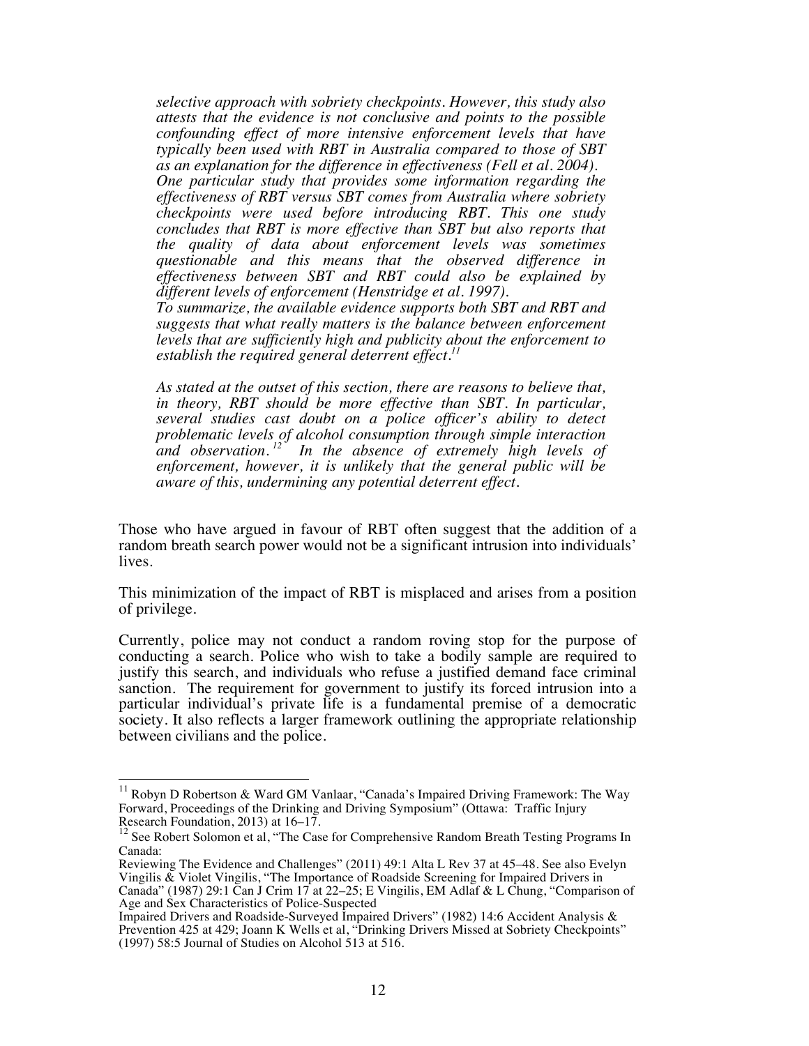*selective approach with sobriety checkpoints. However, this study also attests that the evidence is not conclusive and points to the possible confounding effect of more intensive enforcement levels that have typically been used with RBT in Australia compared to those of SBT as an explanation for the difference in effectiveness (Fell et al. 2004). One particular study that provides some information regarding the effectiveness of RBT versus SBT comes from Australia where sobriety checkpoints were used before introducing RBT. This one study concludes that RBT is more effective than SBT but also reports that the quality of data about enforcement levels was sometimes questionable and this means that the observed difference in effectiveness between SBT and RBT could also be explained by different levels of enforcement (Henstridge et al. 1997). To summarize, the available evidence supports both SBT and RBT and suggests that what really matters is the balance between enforcement levels that are sufficiently high and publicity about the enforcement to establish the required general deterrent effect.*[11]

*As stated at the outset of this section, there are reasons to believe that, in theory, RBT should be more effective than SBT. In particular, several studies cast doubt on a police officer's ability to detect problematic levels of alcohol consumption through simple interaction and observation.*[12] *In the absence of extremely high levels of enforcement, however, it is unlikely that the general public will be aware of this, undermining any potential deterrent effect.*

Those who have argued in favour of RBT often suggest that the addition of a random breath search power would not be a significant intrusion into individuals' lives.

This minimization of the impact of RBT is misplaced and arises from a position of privilege.

Currently, police may not conduct a random roving stop for the purpose of conducting a search. Police who wish to take a bodily sample are required to justify this search, and individuals who refuse a justified demand face criminal sanction. The requirement for government to justify its forced intrusion into a particular individual's private life is a fundamental premise of a democratic society. It also reflects a larger framework outlining the appropriate relationship between civilians and the police.

---

[11] Robyn D Robertson & Ward GM Vanlaar, "Canada's Impaired Driving Framework: The Way Forward, Proceedings of the Drinking and Driving Symposium" (Ottawa: Traffic Injury Research Foundation, 2013) at 16–17.

[12] See Robert Solomon et al, "The Case for Comprehensive Random Breath Testing Programs In Canada:
Reviewing The Evidence and Challenges" (2011) 49:1 Alta L Rev 37 at 45–48. See also Evelyn Vingilis & Violet Vingilis, "The Importance of Roadside Screening for Impaired Drivers in Canada" (1987) 29:1 Can J Crim 17 at 22–25; E Vingilis, EM Adlaf & L Chung, "Comparison of Age and Sex Characteristics of Police-Suspected
Impaired Drivers and Roadside-Surveyed Impaired Drivers" (1982) 14:6 Accident Analysis & Prevention 425 at 429; Joann K Wells et al, "Drinking Drivers Missed at Sobriety Checkpoints" (1997) 58:5 Journal of Studies on Alcohol 513 at 516.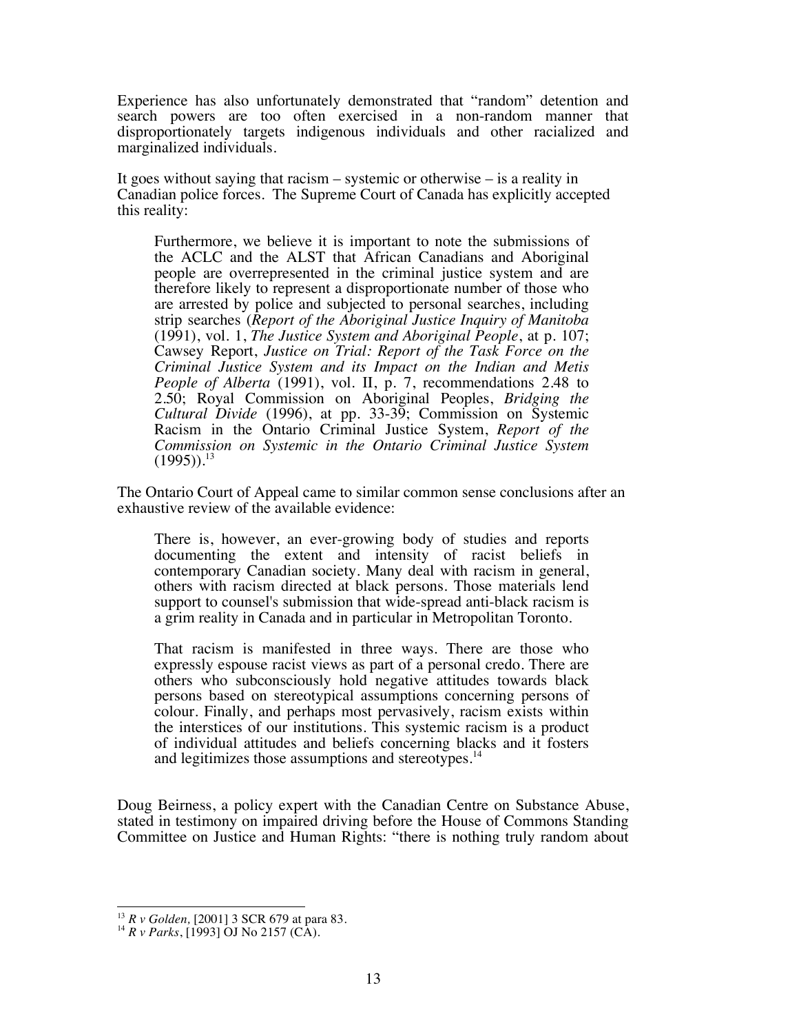Experience has also unfortunately demonstrated that "random" detention and search powers are too often exercised in a non-random manner that disproportionately targets indigenous individuals and other racialized and marginalized individuals.

It goes without saying that racism – systemic or otherwise – is a reality in Canadian police forces. The Supreme Court of Canada has explicitly accepted this reality:

> Furthermore, we believe it is important to note the submissions of the ACLC and the ALST that African Canadians and Aboriginal people are overrepresented in the criminal justice system and are therefore likely to represent a disproportionate number of those who are arrested by police and subjected to personal searches, including strip searches (*Report of the Aboriginal Justice Inquiry of Manitoba* (1991), vol. 1, *The Justice System and Aboriginal People*, at p. 107; Cawsey Report, *Justice on Trial: Report of the Task Force on the Criminal Justice System and its Impact on the Indian and Metis People of Alberta* (1991), vol. II, p. 7, recommendations 2.48 to 2.50; Royal Commission on Aboriginal Peoples, *Bridging the Cultural Divide* (1996), at pp. 33-39; Commission on Systemic Racism in the Ontario Criminal Justice System, *Report of the Commission on Systemic in the Ontario Criminal Justice System* (1995)).[13]

The Ontario Court of Appeal came to similar common sense conclusions after an exhaustive review of the available evidence:

> There is, however, an ever-growing body of studies and reports documenting the extent and intensity of racist beliefs in contemporary Canadian society. Many deal with racism in general, others with racism directed at black persons. Those materials lend support to counsel's submission that wide-spread anti-black racism is a grim reality in Canada and in particular in Metropolitan Toronto.
>
> That racism is manifested in three ways. There are those who expressly espouse racist views as part of a personal credo. There are others who subconsciously hold negative attitudes towards black persons based on stereotypical assumptions concerning persons of colour. Finally, and perhaps most pervasively, racism exists within the interstices of our institutions. This systemic racism is a product of individual attitudes and beliefs concerning blacks and it fosters and legitimizes those assumptions and stereotypes.[14]

Doug Beirness, a policy expert with the Canadian Centre on Substance Abuse, stated in testimony on impaired driving before the House of Commons Standing Committee on Justice and Human Rights: "there is nothing truly random about

---

[13] *R v Golden,* [2001] 3 SCR 679 at para 83.

[14] *R v Parks*, [1993] OJ No 2157 (CA).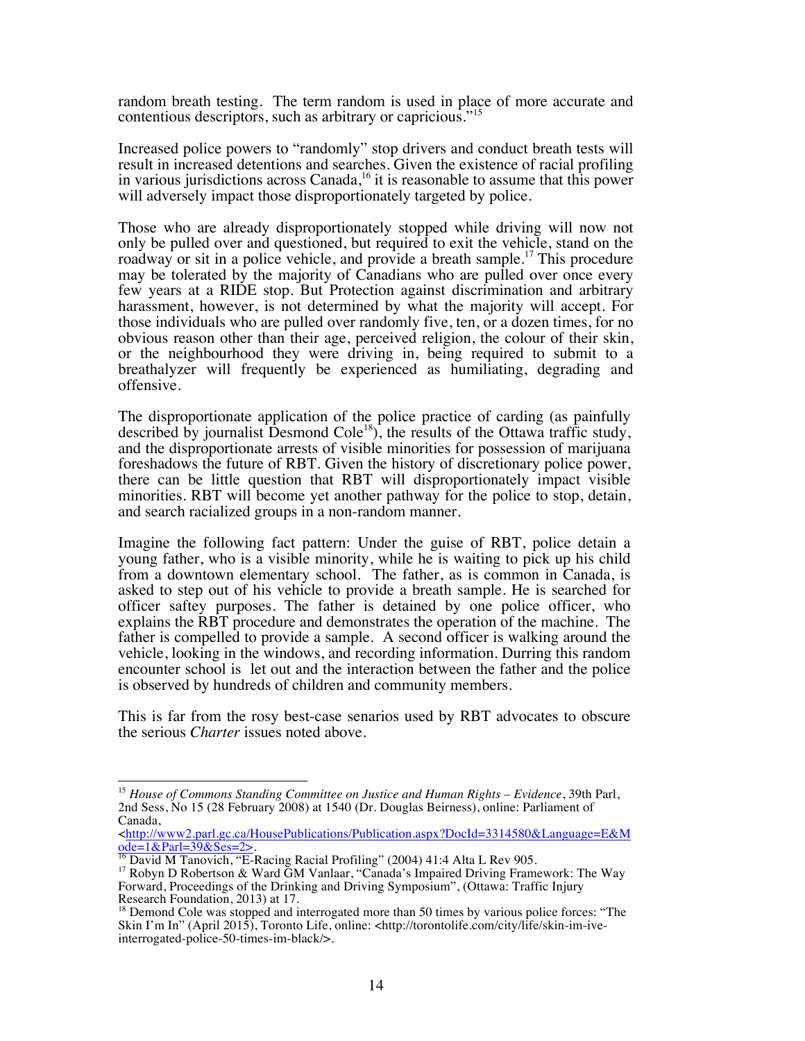random breath testing. The term random is used in place of more accurate and contentious descriptors, such as arbitrary or capricious."[15]

Increased police powers to "randomly" stop drivers and conduct breath tests will result in increased detentions and searches. Given the existence of racial profiling in various jurisdictions across Canada,[16] it is reasonable to assume that this power will adversely impact those disproportionately targeted by police.

Those who are already disproportionately stopped while driving will now not only be pulled over and questioned, but required to exit the vehicle, stand on the roadway or sit in a police vehicle, and provide a breath sample.[17] This procedure may be tolerated by the majority of Canadians who are pulled over once every few years at a RIDE stop. But Protection against discrimination and arbitrary harassment, however, is not determined by what the majority will accept. For those individuals who are pulled over randomly five, ten, or a dozen times, for no obvious reason other than their age, perceived religion, the colour of their skin, or the neighbourhood they were driving in, being required to submit to a breathalyzer will frequently be experienced as humiliating, degrading and offensive.

The disproportionate application of the police practice of carding (as painfully described by journalist Desmond Cole[18]), the results of the Ottawa traffic study, and the disproportionate arrests of visible minorities for possession of marijuana foreshadows the future of RBT. Given the history of discretionary police power, there can be little question that RBT will disproportionately impact visible minorities. RBT will become yet another pathway for the police to stop, detain, and search racialized groups in a non-random manner.

Imagine the following fact pattern: Under the guise of RBT, police detain a young father, who is a visible minority, while he is waiting to pick up his child from a downtown elementary school. The father, as is common in Canada, is asked to step out of his vehicle to provide a breath sample. He is searched for officer saftey purposes. The father is detained by one police officer, who explains the RBT procedure and demonstrates the operation of the machine. The father is compelled to provide a sample. A second officer is walking around the vehicle, looking in the windows, and recording information. Durring this random encounter school is let out and the interaction between the father and the police is observed by hundreds of children and community members.

This is far from the rosy best-case senarios used by RBT advocates to obscure the serious *Charter* issues noted above.

---

[15] *House of Commons Standing Committee on Justice and Human Rights – Evidence*, 39th Parl, 2nd Sess, No 15 (28 February 2008) at 1540 (Dr. Douglas Beirness), online: Parliament of Canada, <http://www2.parl.gc.ca/HousePublications/Publication.aspx?DocId=3314580&Language=E&Mode=1&Parl=39&Ses=2>.

[16] David M Tanovich, "E-Racing Racial Profiling" (2004) 41:4 Alta L Rev 905.

[17] Robyn D Robertson & Ward GM Vanlaar, "Canada's Impaired Driving Framework: The Way Forward, Proceedings of the Drinking and Driving Symposium", (Ottawa: Traffic Injury Research Foundation, 2013) at 17.

[18] Demond Cole was stopped and interrogated more than 50 times by various police forces: "The Skin I'm In" (April 2015), Toronto Life, online: <http://torontolife.com/city/life/skin-im-ive-interrogated-police-50-times-im-black/>.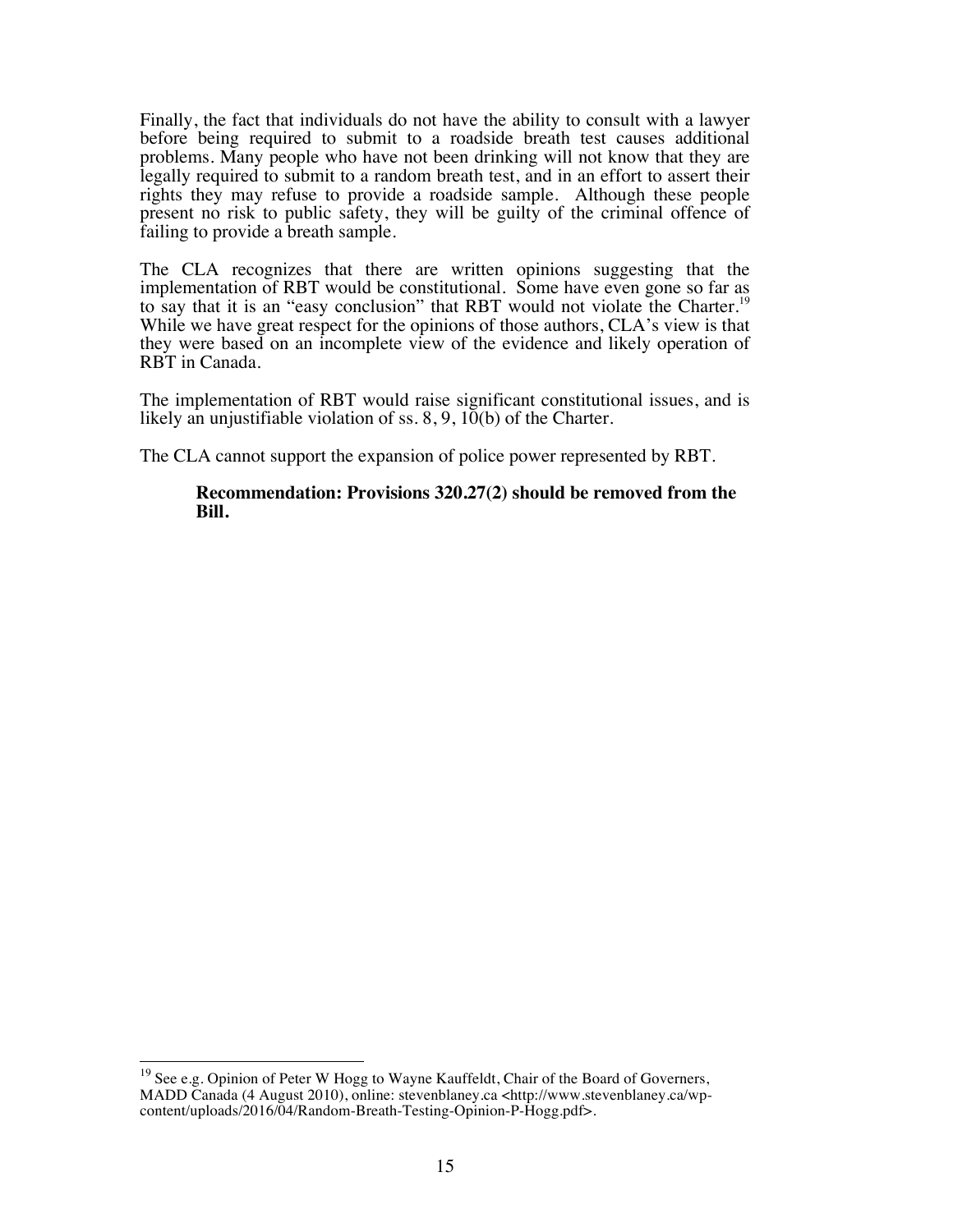Finally, the fact that individuals do not have the ability to consult with a lawyer before being required to submit to a roadside breath test causes additional problems. Many people who have not been drinking will not know that they are legally required to submit to a random breath test, and in an effort to assert their rights they may refuse to provide a roadside sample. Although these people present no risk to public safety, they will be guilty of the criminal offence of failing to provide a breath sample.

The CLA recognizes that there are written opinions suggesting that the implementation of RBT would be constitutional. Some have even gone so far as to say that it is an "easy conclusion" that RBT would not violate the Charter.[19] While we have great respect for the opinions of those authors, CLA's view is that they were based on an incomplete view of the evidence and likely operation of RBT in Canada.

The implementation of RBT would raise significant constitutional issues, and is likely an unjustifiable violation of ss. 8, 9, 10(b) of the Charter.

The CLA cannot support the expansion of police power represented by RBT.

> **Recommendation: Provisions 320.27(2) should be removed from the Bill.**

---

[19] See e.g. Opinion of Peter W Hogg to Wayne Kauffeldt, Chair of the Board of Governers, MADD Canada (4 August 2010), online: stevenblaney.ca <http://www.stevenblaney.ca/wp-content/uploads/2016/04/Random-Breath-Testing-Opinion-P-Hogg.pdf>.